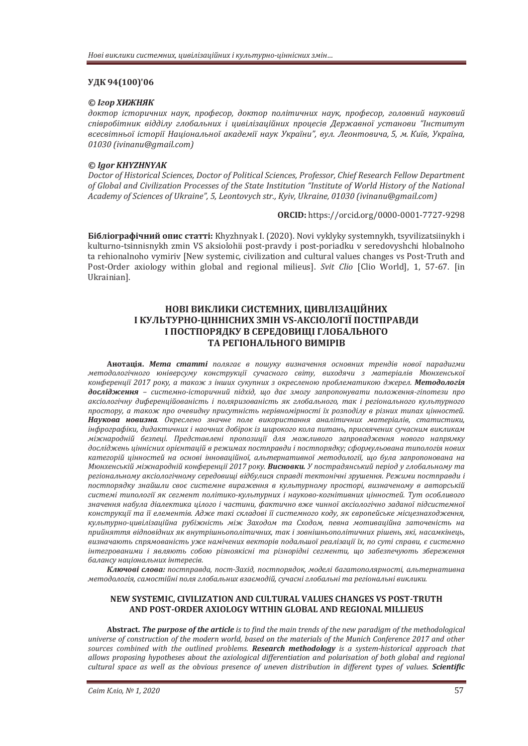**УДК 94(100)'06**

***© Ігор ХИЖНЯК***

*доктор історичних наук, професор, доктор політичних наук, професор, головний науковий співробітник відділу глобальних і цивілізаційних процесів Державної установи "Інститут всесвітньої історії Національної академії наук України", вул. Леонтовича, 5, м. Київ, Україна, 01030 (ivinanu@gmail.com)*

***© Igor KHYZHNYAK***

*Doctor of Historical Sciences, Doctor of Political Sciences, Professor, Chief Research Fellow Department of Global and Civilization Processes of the State Institution "Institute of World History of the National Academy of Sciences of Ukraine", 5, Leontovych str., Kyiv, Ukraine, 01030 (ivinanu@gmail.com)*

**ORCID:** https://orcid.org/0000-0001-7727-9298

**Бібліографічний опис статті:** Khyzhnyak I. (2020). Novi vyklyky systemnykh, tsyvilizatsiinykh i kulturno-tsinnisnykh zmin VS aksiolohii post-pravdy i post-poriadku v seredovyshchi hlobalnoho ta rehionalnoho vymiriv [New systemic, civilization and cultural values changes vs Post-Truth and Post-Order axiology within global and regional milieus]. *Svit Clio* [Clio World], 1, 57-67. [in Ukrainian].

## НОВІ ВИКЛИКИ СИСТЕМНИХ, ЦИВІЛІЗАЦІЙНИХ І КУЛЬТУРНО-ЦІННІСНИХ ЗМІН VS-АКСІОЛОГІЇ ПОСТПРАВДИ І ПОСТПОРЯДКУ В СЕРЕДОВИЩІ ГЛОБАЛЬНОГО ТА РЕГІОНАЛЬНОГО ВИМІРІВ

**Анотація.** ***Мета статті*** *полягає в пошуку визначення основних трендів нової парадигми методологічного юніверсуму конструкції сучасного світу, виходячи з матеріалів Мюнхенської конференції 2017 року, а також з інших сукупних з окресленою проблематикою джерел.* ***Методологія дослідження*** *– системно-історичний підхід, що дає змогу запропонувати положення-гіпотези про аксіологічну диференційованість і поляризованість як глобального, так і регіонального культурного простору, а також про очевидну присутність нерівномірності їх розподілу в різних типах цінностей.* ***Наукова новизна****. Окреслено значне поле використання аналітичних матеріалів, статистики, інфрографіки, дидактичних і наочних добірок із широкого кола питань, присвячених сучасним викликам міжнародній безпеці. Представлені пропозиції для можливого запровадження нового напрямку досліджень ціннісних орієнтацій в режимах постправди і постпорядку; сформульована типологія нових категорій цінностей на основі інноваційної, альтернативної методології, що була запропонована на Мюнхенській міжнародній конференції 2017 року.* ***Висновки.*** *У пострадянський період у глобальному та регіональному аксіологічному середовищі відбулися справді тектонічні зрушення. Режими постправди і постпорядку знайшли своє системне вираження в культурному просторі, визначеному в авторській системі типології як сегмент політико-культурних і науково-когнітивних цінностей. Тут особливого значення набула діалектика цілого і частини, фактично вже чинної аксіологічно заданої підсистемної конструкції та її елементів. Адже такі складові її системного коду, як європейське місцезнаходження, культурно-цивілізаційна рубіжність між Заходом та Сходом, певна мотиваційна заточеність на прийняття відповідних як внутрішньополітичних, так і зовнішньополітичних рішень, які, насамкінець, визначають спрямованість уже намічених векторів подальшої реалізації їх, по суті справи, є системно інтегрованими і являють собою різноякісні та різнорідні сегменти, що забезпечують збереження балансу національних інтересів.*

***Ключові слова:*** *постправда, пост-Захід, постпорядок, моделі багатополярності, альтернативна методологія, самостійні поля глобальних взаємодій, сучасні глобальні та регіональні виклики.*

## NEW SYSTEMIC, CIVILIZATION AND CULTURAL VALUES CHANGES VS POST-TRUTH AND POST-ORDER AXIOLOGY WITHIN GLOBAL AND REGIONAL MILLIEUS

**Abstract.** ***The purpose of the article*** *is to find the main trends of the new paradigm of the methodological universe of construction of the modern world, based on the materials of the Munich Conference 2017 and other sources combined with the outlined problems.* ***Research methodology*** *is a system-historical approach that allows proposing hypotheses about the axiological differentiation and polarisation of both global and regional cultural space as well as the obvious presence of uneven distribution in different types of values.* ***Scientific***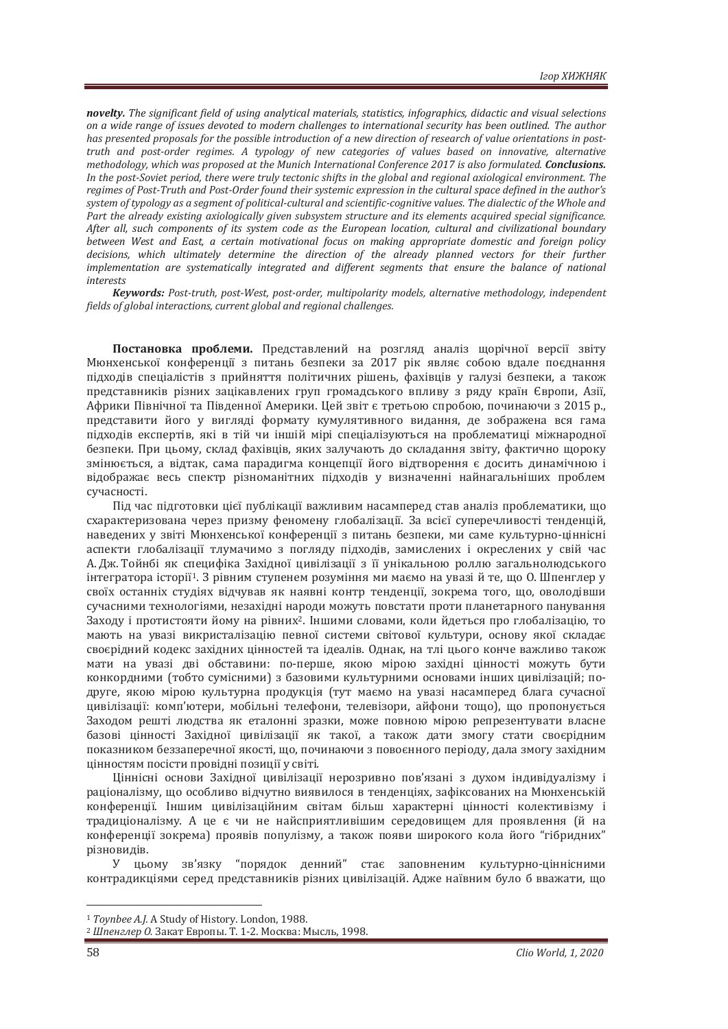***novelty.*** *The significant field of using analytical materials, statistics, infographics, didactic and visual selections on a wide range of issues devoted to modern challenges to international security has been outlined. The author has presented proposals for the possible introduction of a new direction of research of value orientations in post-truth and post-order regimes. A typology of new categories of values based on innovative, alternative methodology, which was proposed at the Munich International Conference 2017 is also formulated.* ***Conclusions.*** *In the post-Soviet period, there were truly tectonic shifts in the global and regional axiological environment. The regimes of Post-Truth and Post-Order found their systemic expression in the cultural space defined in the author's system of typology as a segment of political-cultural and scientific-cognitive values. The dialectic of the Whole and Part the already existing axiologically given subsystem structure and its elements acquired special significance. After all, such components of its system code as the European location, cultural and civilizational boundary between West and East, a certain motivational focus on making appropriate domestic and foreign policy decisions, which ultimately determine the direction of the already planned vectors for their further implementation are systematically integrated and different segments that ensure the balance of national interests*

***Keywords:*** *Post-truth, post-West, post-order, multipolarity models, alternative methodology, independent fields of global interactions, current global and regional challenges.*

**Постановка проблеми.** Представлений на розгляд аналіз щорічної версії звіту Мюнхенської конференції з питань безпеки за 2017 рік являє собою вдале поєднання підходів спеціалістів з прийняття політичних рішень, фахівців у галузі безпеки, а також представників різних зацікавлених груп громадського впливу з ряду країн Європи, Азії, Африки Північної та Південної Америки. Цей звіт є третьою спробою, починаючи з 2015 р., представити його у вигляді формату кумулятивного видання, де зображена вся гама підходів експертів, які в тій чи іншій мірі спеціалізуються на проблематиці міжнародної безпеки. При цьому, склад фахівців, яких залучають до складання звіту, фактично щороку змінюється, а відтак, сама парадигма концепції його відтворення є досить динамічною і відображає весь спектр різноманітних підходів у визначенні найнагальніших проблем сучасності.

Під час підготовки цієї публікації важливим насамперед став аналіз проблематики, що схарактеризована через призму феномену глобалізації. За всієї суперечливості тенденцій, наведених у звіті Мюнхенської конференції з питань безпеки, ми саме культурно-ціннісні аспекти глобалізації тлумачимо з погляду підходів, замислених і окреслених у свій час А.Дж. Тойнбі як специфіка Західної цивілізації з її унікальною роллю загальнолюдського інтегратора історії[1]. З рівним ступенем розуміння ми маємо на увазі й те, що О. Шпенглер у своїх останніх студіях відчував як наявні контр тенденції, зокрема того, що, оволодівши сучасними технологіями, незахідні народи можуть повстати проти планетарного панування Заходу і протистояти йому на рівних[2]. Іншими словами, коли йдеться про глобалізацію, то мають на увазі викристалізацію певної системи світової культури, основу якої складає своєрідний кодекс західних цінностей та ідеалів. Однак, на тлі цього конче важливо також мати на увазі дві обставини: по-перше, якою мірою західні цінності можуть бути конкордними (тобто сумісними) з базовими культурними основами інших цивілізацій; по-друге, якою мірою культурна продукція (тут маємо на увазі насамперед блага сучасної цивілізації: комп'ютери, мобільні телефони, телевізори, айфони тощо), що пропонується Заходом решті людства як еталонні зразки, може повною мірою репрезентувати власне базові цінності Західної цивілізації як такої, а також дати змогу стати своєрідним показником беззаперечної якості, що, починаючи з повоєнного періоду, дала змогу західним цінностям посісти провідні позиції у світі.

Ціннісні основи Західної цивілізації нерозривно пов'язані з духом індивідуалізму і раціоналізму, що особливо відчутно виявилося в тенденціях, зафіксованих на Мюнхенській конференції. Іншим цивілізаційним світам більш характерні цінності колективізму і традиціоналізму. А це є чи не найсприятливішим середовищем для проявлення (й на конференції зокрема) проявів популізму, а також появи широкого кола його "гібридних" різновидів.

У цьому зв'язку "порядок денний" стає заповненим культурно-ціннісними контрадикціями серед представників різних цивілізацій. Адже наївним було б вважати, що

---

[1] *Toynbee A.J.* A Study of History. London, 1988.

[2] *Шпенглер О.* Закат Европы. Т. 1-2. Москва: Мысль, 1998.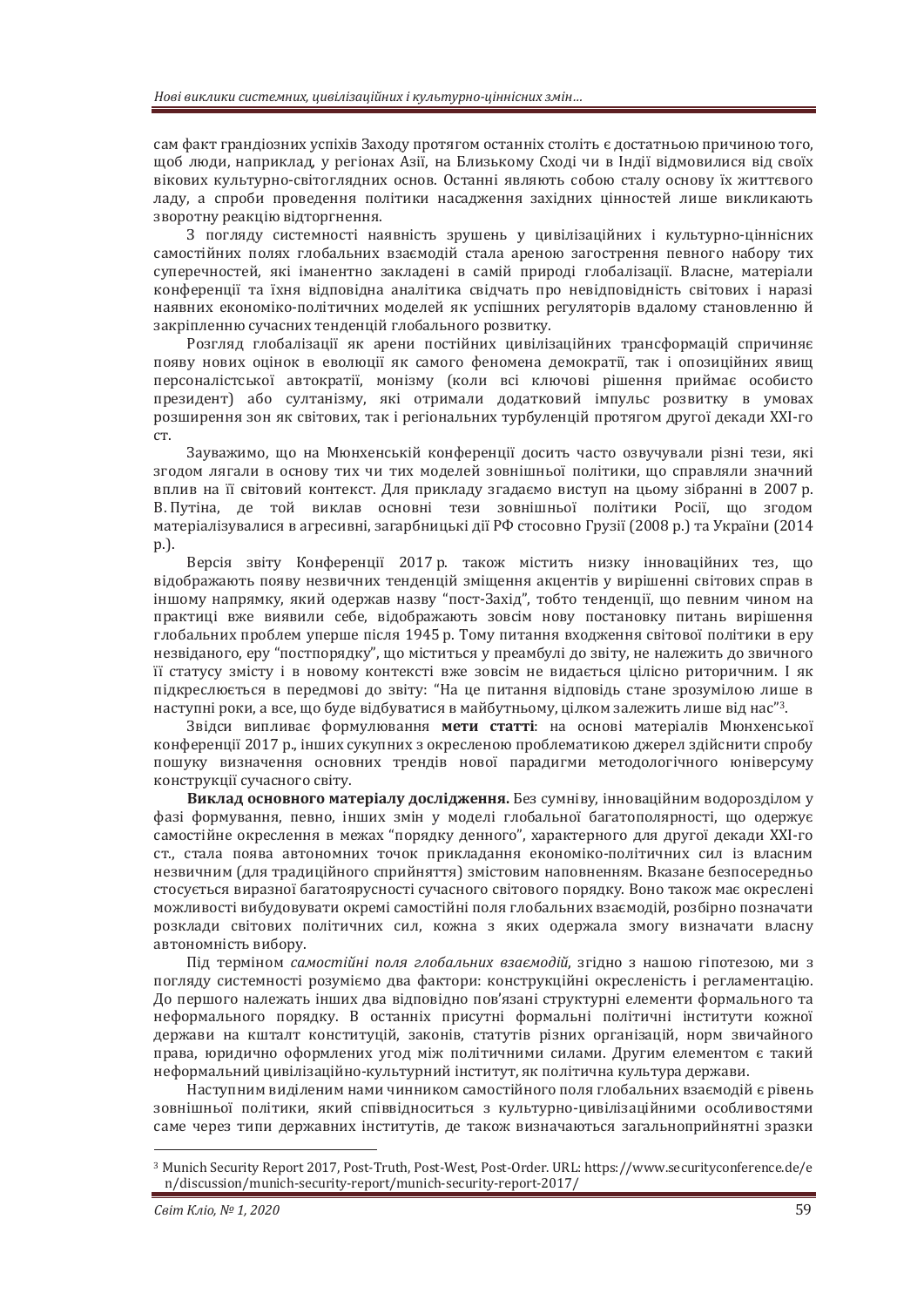сам факт грандіозних успіхів Заходу протягом останніх століть є достатньою причиною того, щоб люди, наприклад, у регіонах Азії, на Близькому Сході чи в Індії відмовилися від своїх вікових культурно-світоглядних основ. Останні являють собою сталу основу їх життєвого ладу, а спроби проведення політики насадження західних цінностей лише викликають зворотну реакцію відторгнення.

З погляду системності наявність зрушень у цивілізаційних і культурно-ціннісних самостійних полях глобальних взаємодій стала ареною загострення певного набору тих суперечностей, які іманентно закладені в самій природі глобалізації. Власне, матеріали конференції та їхня відповідна аналітика свідчать про невідповідність світових і наразі наявних економіко-політичних моделей як успішних регуляторів вдалому становленню й закріпленню сучасних тенденцій глобального розвитку.

Розгляд глобалізації як арени постійних цивілізаційних трансформацій спричиняє появу нових оцінок в еволюції як самого феномена демократії, так і опозиційних явищ персоналістської автократії, монізму (коли всі ключові рішення приймає особисто президент) або султанізму, які отримали додатковий імпульс розвитку в умовах розширення зон як світових, так і регіональних турбуленцій протягом другої декади XXI-го ст.

Зауважимо, що на Мюнхенській конференції досить часто озвучували різні тези, які згодом лягали в основу тих чи тих моделей зовнішньої політики, що справляли значний вплив на її світовий контекст. Для прикладу згадаємо виступ на цьому зібранні в 2007 р. В. Путіна, де той виклав основні тези зовнішньої політики Росії, що згодом матеріалізувалися в агресивні, загарбницькі дії РФ стосовно Грузії (2008 р.) та України (2014 р.).

Версія звіту Конференції 2017 р. також містить низку інноваційних тез, що відображають появу незвичних тенденцій зміщення акцентів у вирішенні світових справ в іншому напрямку, який одержав назву "пост-Захід", тобто тенденції, що певним чином на практиці вже виявили себе, відображають зовсім нову постановку питань вирішення глобальних проблем уперше після 1945 р. Тому питання входження світової політики в еру незвіданого, еру "постпорядку", що міститься у преамбулі до звіту, не належить до звичного її статусу змісту і в новому контексті вже зовсім не видається цілісно риторичним. І як підкреслюється в передмові до звіту: "На це питання відповідь стане зрозумілою лише в наступні роки, а все, що буде відбуватися в майбутньому, цілком залежить лише від нас"[3].

Звідси випливає формулювання **мети статті**: на основі матеріалів Мюнхенської конференції 2017 р., інших сукупних з окресленою проблематикою джерел здійснити спробу пошуку визначення основних трендів нової парадигми методологічного юніверсуму конструкції сучасного світу.

**Виклад основного матеріалу дослідження.** Без сумніву, інноваційним водорозділом у фазі формування, певно, інших змін у моделі глобальної багатополярності, що одержує самостійне окреслення в межах "порядку денного", характерного для другої декади XXI-го ст., стала поява автономних точок прикладання економіко-політичних сил із власним незвичним (для традиційного сприйняття) змістовим наповненням. Вказане безпосередньо стосується виразної багатоярусності сучасного світового порядку. Воно також має окреслені можливості вибудовувати окремі самостійні поля глобальних взаємодій, розбірно позначати розклади світових політичних сил, кожна з яких одержала змогу визначати власну автономність вибору.

Під терміном *самостійні поля глобальних взаємодій*, згідно з нашою гіпотезою, ми з погляду системності розуміємо два фактори: конструкційні окресленість і регламентацію. До першого належать інших два відповідно пов'язані структурні елементи формального та неформального порядку. В останніх присутні формальні політичні інститути кожної держави на кшталт конституцій, законів, статутів різних організацій, норм звичайного права, юридично оформлених угод між політичними силами. Другим елементом є такий неформальний цивілізаційно-культурний інститут, як політична культура держави.

Наступним виділеним нами чинником самостійного поля глобальних взаємодій є рівень зовнішньої політики, який співвідноситься з культурно-цивілізаційними особливостями саме через типи державних інститутів, де також визначаються загальноприйнятні зразки

---

[3] Munich Security Report 2017, Post-Truth, Post-West, Post-Order. URL: https://www.securityconference.de/en/discussion/munich-security-report/munich-security-report-2017/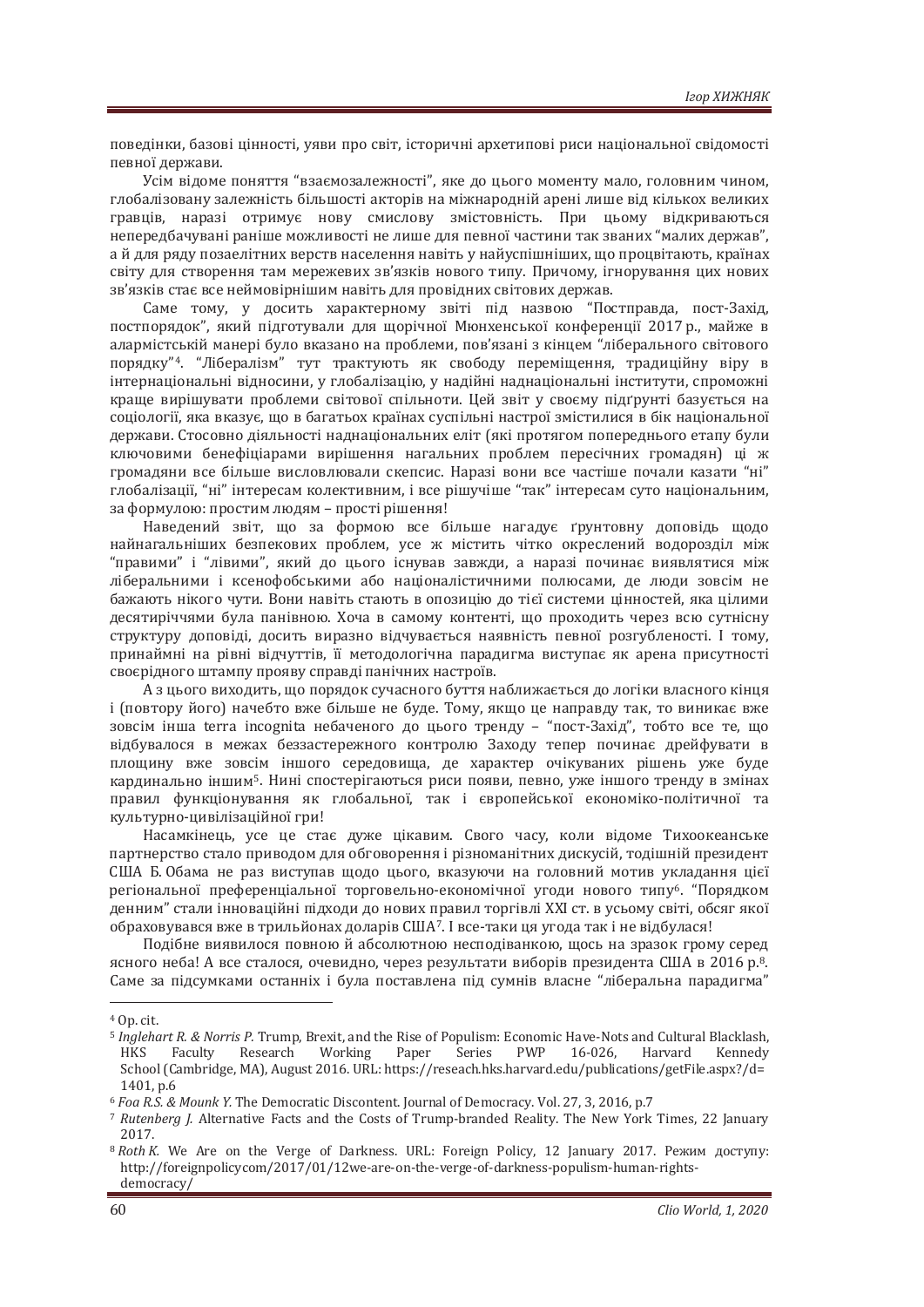поведінки, базові цінності, уяви про світ, історичні архетипові риси національної свідомості певної держави.

Усім відоме поняття "взаємозалежності", яке до цього моменту мало, головним чином, глобалізовану залежність більшості акторів на міжнародній арені лише від кількох великих гравців, наразі отримує нову смислову змістовність. При цьому відкриваються непередбачувані раніше можливості не лише для певної частини так званих "малих держав", а й для ряду позаелітних верств населення навіть у найуспішніших, що процвітають, країнах світу для створення там мережевих зв'язків нового типу. Причому, ігнорування цих нових зв'язків стає все неймовірнішим навіть для провідних світових держав.

Саме тому, у досить характерному звіті під назвою "Постправда, пост-Захід, постпорядок", який підготували для щорічної Мюнхенської конференції 2017 р., майже в алармістській манері було вказано на проблеми, пов'язані з кінцем "ліберального світового порядку"[4]. "Лібералізм" тут трактують як свободу переміщення, традиційну віру в інтернаціональні відносини, у глобалізацію, у надійні наднаціональні інститути, спроможні краще вирішувати проблеми світової спільноти. Цей звіт у своєму підґрунті базується на соціології, яка вказує, що в багатьох країнах суспільні настрої змістилися в бік національної держави. Стосовно діяльності наднаціональних еліт (які протягом попереднього етапу були ключовими бенефіціарами вирішення нагальних проблем пересічних громадян) ці ж громадяни все більше висловлювали скепсис. Наразі вони все частіше почали казати "ні" глобалізації, "ні" інтересам колективним, і все рішучіше "так" інтересам суто національним, за формулою: простим людям – прості рішення!

Наведений звіт, що за формою все більше нагадує ґрунтовну доповідь щодо найнагальніших безпекових проблем, усе ж містить чітко окреслений водорозділ між "правими" і "лівими", який до цього існував завжди, а наразі починає виявлятися між ліберальними і ксенофобськими або націоналістичними полюсами, де люди зовсім не бажають нікого чути. Вони навіть стають в опозицію до тієї системи цінностей, яка цілими десятиріччями була панівною. Хоча в самому контенті, що проходить через всю сутнісну структуру доповіді, досить виразно відчувається наявність певної розгубленості. І тому, принаймні на рівні відчуттів, її методологічна парадигма виступає як арена присутності своєрідного штампу прояву справді панічних настроїв.

А з цього виходить, що порядок сучасного буття наближається до логіки власного кінця і (повтору його) начебто вже більше не буде. Тому, якщо це направду так, то виникає вже зовсім інша terra incognita небаченого до цього тренду – "пост-Захід", тобто все те, що відбувалося в межах беззастережного контролю Заходу тепер починає дрейфувати в площину вже зовсім іншого середовища, де характер очікуваних рішень уже буде кардинально іншим[5]. Нині спостерігаються риси появи, певно, уже іншого тренду в змінах правил функціонування як глобальної, так і європейської економіко-політичної та культурно-цивілізаційної гри!

Насамкінець, усе це стає дуже цікавим. Свого часу, коли відоме Тихоокеанське партнерство стало приводом для обговорення і різноманітних дискусій, тодішній президент США Б. Обама не раз виступав щодо цього, вказуючи на головний мотив укладання цієї регіональної преференціальної торговельно-економічної угоди нового типу[6]. "Порядком денним" стали інноваційні підходи до нових правил торгівлі XXI ст. в усьому світі, обсяг якої обраховувався вже в трильйонах доларів США[7]. І все-таки ця угода так і не відбулася!

Подібне виявилося повною й абсолютною несподіванкою, щось на зразок грому серед ясного неба! А все сталося, очевидно, через результати виборів президента США в 2016 р.[8]. Саме за підсумками останніх і була поставлена під сумнів власне "ліберальна парадигма"

---

[4] Op. cit.

[5] *Inglehart R. & Norris P.* Trump, Brexit, and the Rise of Populism: Economic Have-Nots and Cultural Blacklash, HKS Faculty Research Working Paper Series PWP 16-026, Harvard Kennedy School (Cambridge, MA), August 2016. URL: https://reseach.hks.harvard.edu/publications/getFile.aspx?/d=1401, p.6

[6] *Foa R.S. & Mounk Y.* The Democratic Discontent. Journal of Democracy. Vol. 27, 3, 2016, p.7

[7] *Rutenberg J.* Alternative Facts and the Costs of Trump-branded Reality. The New York Times, 22 January 2017.

[8] *Roth K.* We Are on the Verge of Darkness. URL: Foreign Policy, 12 January 2017. Режим доступу: http://foreignpolicycom/2017/01/12we-are-on-the-verge-of-darkness-populism-human-rights-democracy/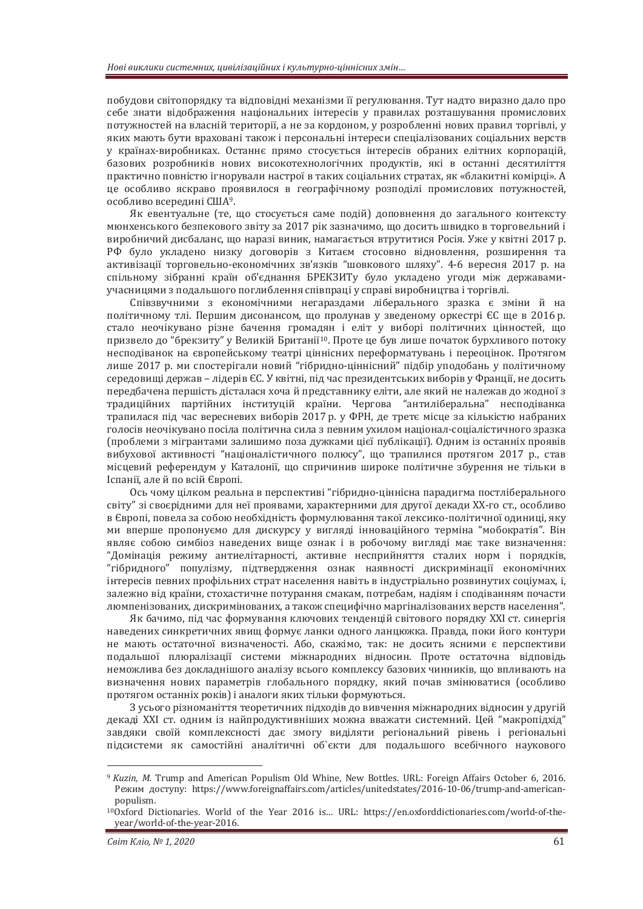побудови світопорядку та відповідні механізми її регулювання. Тут надто виразно дало про себе знати відображення національних інтересів у правилах розташування промислових потужностей на власній території, а не за кордоном, у розробленні нових правил торгівлі, у яких мають бути враховані також і персональні інтереси спеціалізованих соціальних верств у країнах-виробниках. Останнє прямо стосується інтересів обраних елітних корпорацій, базових розробників нових високотехнологічних продуктів, які в останні десятиліття практично повністю ігнорували настрої в таких соціальних стратах, як «блакитні комірці». А це особливо яскраво проявилося в географічному розподілі промислових потужностей, особливо всередині США[9].

Як евентуальне (те, що стосується саме подій) доповнення до загального контексту мюнхенського безпекового звіту за 2017 рік зазначимо, що досить швидко в торговельний і виробничий дисбаланс, що наразі виник, намагається втрутитися Росія. Уже у квітні 2017 р. РФ було укладено низку договорів з Китаєм стосовно відновлення, розширення та активізації торговельно-економічних зв'язків "шовкового шляху". 4-6 вересня 2017 р. на спільному зібранні країн об'єднання БРЕКЗИТу було укладено угоди між державами-учасницями з подальшого поглиблення співпраці у справі виробництва і торгівлі.

Співзвучними з економічними негараздами ліберального зразка є зміни й на політичному тлі. Першим дисонансом, що пролунав у зведеному оркестрі ЄС ще в 2016 р. стало неочікувано різне бачення громадян і еліт у виборі політичних цінностей, що призвело до "брекзиту" у Великій Британії[10]. Проте це був лише початок бурхливого потоку несподіванок на європейському театрі ціннісних переформатувань і переоцінок. Протягом лише 2017 р. ми спостерігали новий "гібридно-ціннісний" підбір уподобань у політичному середовищі держав – лідерів ЄС. У квітні, під час президентських виборів у Франції, не досить передбачена першість дісталася хоча й представнику еліти, але який не належав до жодної з традиційних партійних інституцій країни. Чергова "антиліберальна" несподіванка трапилася під час вересневих виборів 2017 р. у ФРН, де третє місце за кількістю набраних голосів неочікувано посіла політична сила з певним ухилом націонал-соціалістичного зразка (проблеми з мігрантами залишимо поза дужками цієї публікації). Одним із останніх проявів вибухової активності "націоналістичного полюсу", що трапилися протягом 2017 р., став місцевий референдум у Каталонії, що спричинив широке політичне збурення не тільки в Іспанії, але й по всій Європі.

Ось чому цілком реальна в перспективі "гібридно-ціннісна парадигма постліберального світу" зі своєрідними для неї проявами, характерними для другої декади XX-го ст., особливо в Європі, повела за собою необхідність формулювання такої лексико-політичної одиниці, яку ми вперше пропонуємо для дискурсу у вигляді інноваційного терміна "мобократія". Він являє собою симбіоз наведених вище ознак і в робочому вигляді має таке визначення: "Домінація режиму антиелітарності, активне несприйняття сталих норм і порядків, "гібридного" популізму, підтвердження ознак наявності дискримінації економічних інтересів певних профільних страт населення навіть в індустріально розвинутих соціумах, і, залежно від країни, стохастичне потурання смакам, потребам, надіям і сподіванням почасти люмпенізованих, дискримінованих, а також специфічно маргіналізованих верств населення".

Як бачимо, під час формування ключових тенденцій світового порядку XXI ст. синергія наведених синкретичних явищ формує ланки одного ланцюжка. Правда, поки його контури не мають остаточної визначеності. Або, скажімо, так: не досить ясними є перспективи подальшої плюралізації системи міжнародних відносин. Проте остаточна відповідь неможлива без докладнішого аналізу всього комплексу базових чинників, що впливають на визначення нових параметрів глобального порядку, який почав змінюватися (особливо протягом останніх років) і аналоги яких тільки формуються.

З усього різноманіття теоретичних підходів до вивчення міжнародних відносин у другій декаді XXI ст. одним із найпродуктивніших можна вважати системний. Цей "макропідхід" завдяки своїй комплексності дає змогу виділяти регіональний рівень і регіональні підсистеми як самостійні аналітичні об`єкти для подальшого всебічного наукового

---

[9] *Kuzin, M.* Trump and American Populism Old Whine, New Bottles. URL: Foreign Affairs October 6, 2016. Режим доступу: https://www.foreignaffairs.com/articles/unitedstates/2016-10-06/trump-and-american-populism.

[10] Oxford Dictionaries. World of the Year 2016 is… URL: https://en.oxforddictionaries.com/world-of-the-year/world-of-the-year-2016.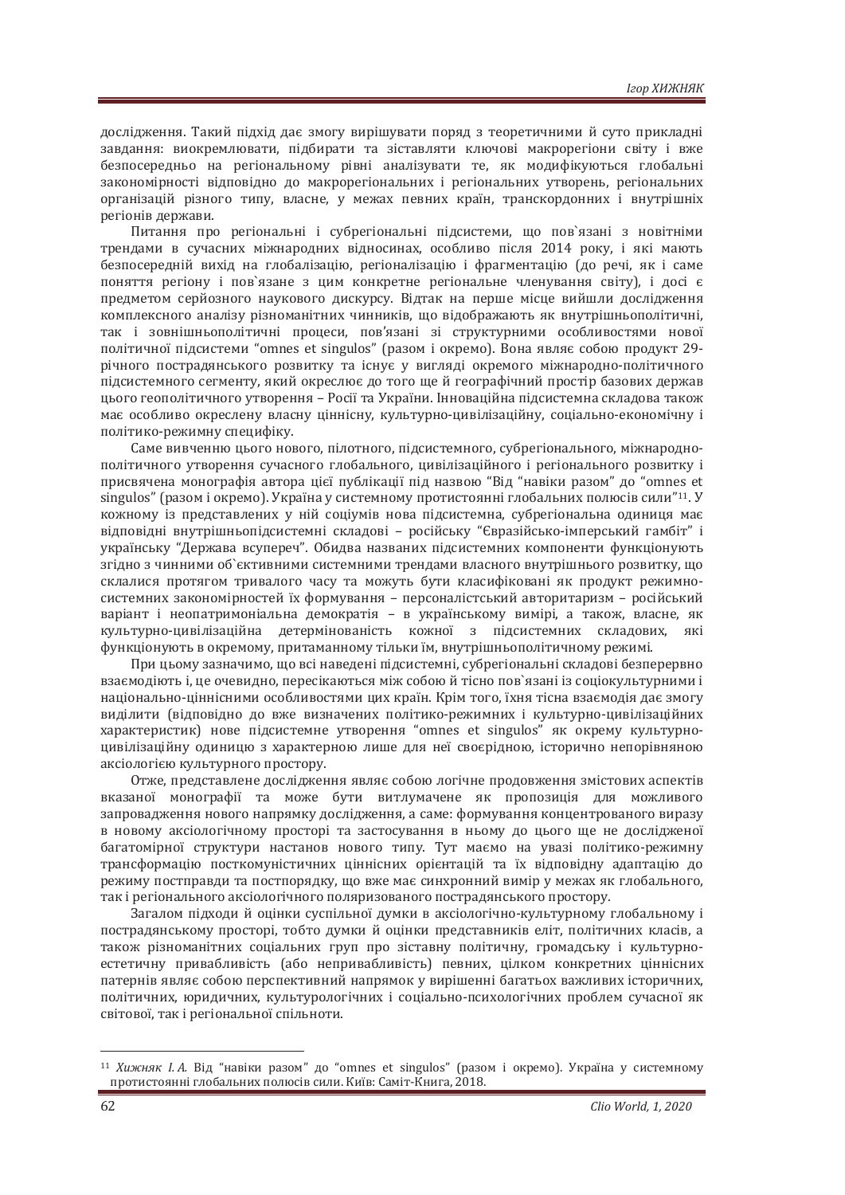дослідження. Такий підхід дає змогу вирішувати поряд з теоретичними й суто прикладні завдання: виокремлювати, підбирати та зіставляти ключові макрорегіони світу і вже безпосередньо на регіональному рівні аналізувати те, як модифікуються глобальні закономірності відповідно до макрорегіональних і регіональних утворень, регіональних організацій різного типу, власне, у межах певних країн, транскордонних і внутрішніх регіонів держави.

Питання про регіональні і субрегіональні підсистеми, що пов`язані з новітніми трендами в сучасних міжнародних відносинах, особливо після 2014 року, і які мають безпосередній вихід на глобалізацію, регіоналізацію і фрагментацію (до речі, як і саме поняття регіону і пов`язане з цим конкретне регіональне членування світу), і досі є предметом серйозного наукового дискурсу. Відтак на перше місце вийшли дослідження комплексного аналізу різноманітних чинників, що відображають як внутрішньополітичні, так і зовнішньополітичні процеси, пов'язані зі структурними особливостями нової політичної підсистеми "omnes et singulos" (разом і окремо). Вона являє собою продукт 29-річного пострадянського розвитку та існує у вигляді окремого міжнародно-політичного підсистемного сегменту, який окреслює до того ще й географічний простір базових держав цього геополітичного утворення – Росії та України. Інноваційна підсистемна складова також має особливо окреслену власну ціннісну, культурно-цивілізаційну, соціально-економічну і політико-режимну специфіку.

Саме вивченню цього нового, пілотного, підсистемного, субрегіонального, міжнародно-політичного утворення сучасного глобального, цивілізаційного і регіонального розвитку і присвячена монографія автора цієї публікації під назвою "Від "навіки разом" до "omnes et singulos" (разом і окремо). Україна у системному протистоянні глобальних полюсів сили"[11]. У кожному із представлених у ній соціумів нова підсистемна, субрегіональна одиниця має відповідні внутрішньопідсистемні складові – російську "Євразійсько-імперський гамбіт" і українську "Держава всупереч". Обидва названих підсистемних компоненти функціонують згідно з чинними об`єктивними системними трендами власного внутрішнього розвитку, що склалися протягом тривалого часу та можуть бути класифіковані як продукт режимно-системних закономірностей їх формування – персоналістський авторитаризм – російський варіант і неопатримоніальна демократія – в українському вимірі, а також, власне, як культурно-цивілізаційна детермінованість кожної з підсистемних складових, які функціонують в окремому, притаманному тільки їм, внутрішньополітичному режимі.

При цьому зазначимо, що всі наведені підсистемні, субрегіональні складові безперервно взаємодіють і, це очевидно, перетинаються між собою й тісно пов`язані із соціокультурними і національно-ціннісними особливостями цих країн. Крім того, їхня тісна взаємодія дає змогу виділити (відповідно до вже визначених політико-режимних і культурно-цивілізаційних характеристик) нове підсистемне утворення "omnes et singulos" як окрему культурно-цивілізаційну одиницю з характерною лише для неї своєрідною, історично непорівнюваною аксіологією культурного простору.

Отже, представлене дослідження являє собою логічне продовження змістових аспектів вказаної монографії та може бути витлумачене як пропозиція для можливого запровадження нового напрямку дослідження, а саме: формування концентрованого виразу в новому аксіологічному просторі та застосування в ньому до цього ще не дослідженої багатомірної структури настанов нового типу. Тут маємо на увазі політико-режимну трансформацію посткомуністичних ціннісних орієнтацій та їх відповідну адаптацію до режиму постправди та постпорядку, що вже має синхронний вимір у межах як глобального, так і регіонального аксіологічного поляризованого пострадянського простору.

Загалом підходи й оцінки суспільної думки в аксіологічно-культурному глобальному і пострадянському просторі, тобто думки й оцінки представників еліт, політичних класів, а також різноманітних соціальних груп про зіставну політичну, громадську і культурно-естетичну привабливість (або непривабливість) певних, цілком конкретних ціннісних патернів являє собою перспективний напрямок у вирішенні багатьох важливих історичних, політичних, юридичних, культурологічних і соціально-психологічних проблем сучасної як світової, так і регіональної спільноти.

---

[11] *Хижняк І. А.* Від "навіки разом" до "omnes et singulos" (разом і окремо). Україна у системному протистоянні глобальних полюсів сили. Київ: Саміт-Книга, 2018.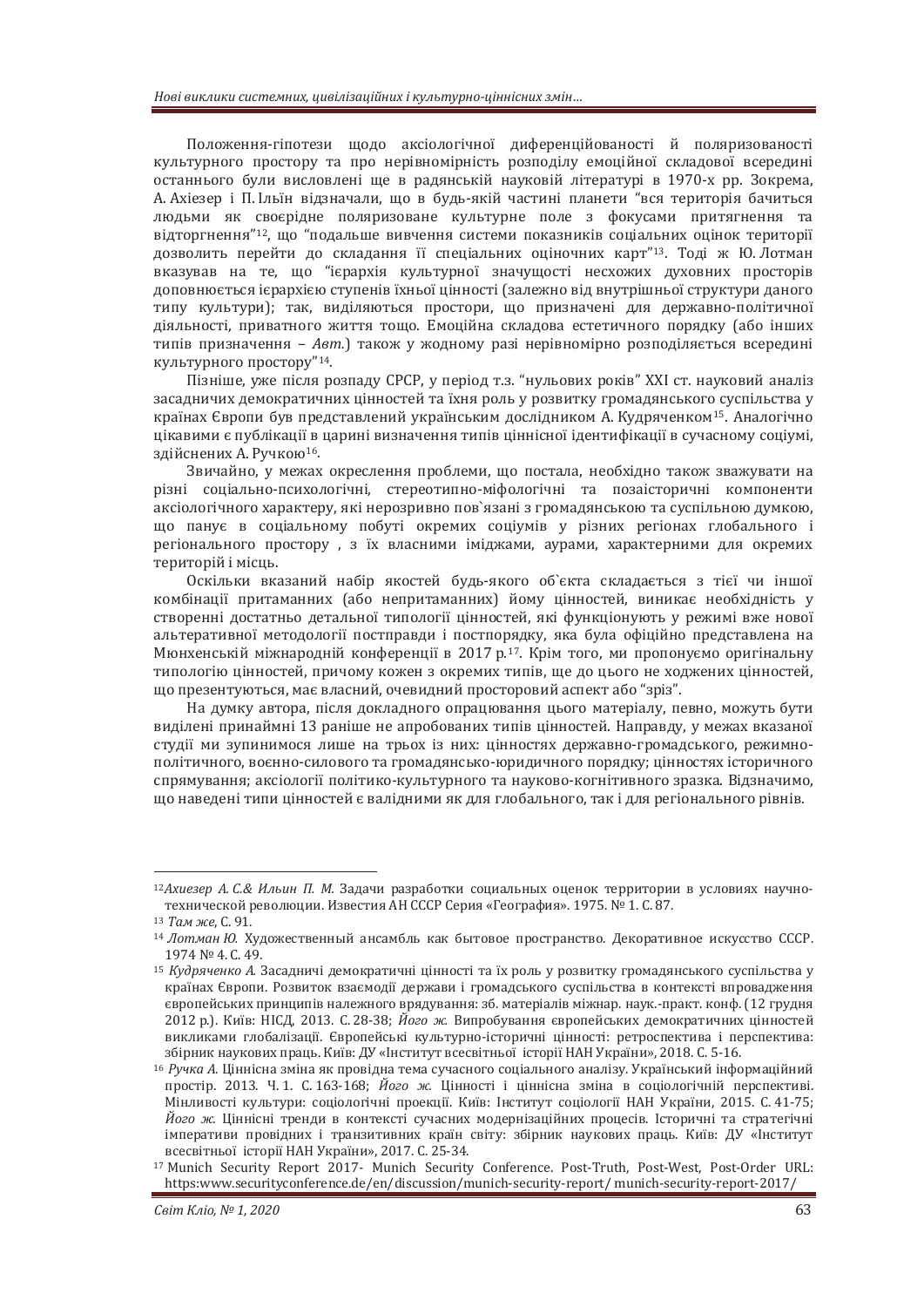Положення-гіпотези щодо аксіологічної диференційованості й поляризованості культурного простору та про нерівномірність розподілу емоційної складової всередині останнього були висловлені ще в радянській науковій літературі в 1970-х рр. Зокрема, А. Ахієзер і П. Ільїн відзначали, що в будь-якій частині планети "вся територія бачиться людьми як своєрідне поляризоване культурне поле з фокусами притягнення та відторгнення"[12], що "подальше вивчення системи показників соціальних оцінок території дозволить перейти до складання її спеціальних оціночних карт"[13]. Тоді ж Ю. Лотман вказував на те, що "ієрархія культурної значущості несхожих духовних просторів доповнюється ієрархією ступенів їхньої цінності (залежно від внутрішньої структури даного типу культури); так, виділяються простори, що призначені для державно-політичної діяльності, приватного життя тощо. Емоційна складова естетичного порядку (або інших типів призначення – *Авт.*) також у жодному разі нерівномірно розподіляється всередині культурного простору"[14].

Пізніше, уже після розпаду СРСР, у період т.з. "нульових років" XXI ст. науковий аналіз засадничих демократичних цінностей та їхня роль у розвитку громадянського суспільства у країнах Європи був представлений українським дослідником А. Кудряченком[15]. Аналогічно цікавими є публікації в царині визначення типів ціннісної ідентифікації в сучасному соціумі, здійснених А. Ручкою[16].

Звичайно, у межах окреслення проблеми, що постала, необхідно також зважувати на різні соціально-психологічні, стереотипно-міфологічні та позаісторичні компоненти аксіологічного характеру, які нерозривно пов`язані з громадянською та суспільною думкою, що панує в соціальному побуті окремих соціумів у різних регіонах глобального і регіонального простору , з їх власними іміджами, аурами, характерними для окремих територій і місць.

Оскільки вказаний набір якостей будь-якого об`єкта складається з тієї чи іншої комбінації притаманних (або непритаманних) йому цінностей, виникає необхідність у створенні достатньо детальної типології цінностей, які функціонують у режимі вже нової альтеративної методології постправди і постпорядку, яка була офіційно представлена на Мюнхенській міжнародній конференції в 2017 р.[17]. Крім того, ми пропонуємо оригінальну типологію цінностей, причому кожен з окремих типів, ще до цього не ходжених цінностей, що презентуються, має власний, очевидний просторовий аспект або "зріз".

На думку автора, після докладного опрацювання цього матеріалу, певно, можуть бути виділені принаймні 13 раніше не апробованих типів цінностей. Направду, у межах вказаної студії ми зупинимося лише на трьох із них: цінностях державно-громадського, режимно-політичного, воєнно-силового та громадянсько-юридичного порядку; цінностях історичного спрямування; аксіології політико-культурного та науково-когнітивного зразка. Відзначимо, що наведені типи цінностей є валідними як для глобального, так і для регіонального рівнів.

---

[12] *Ахиезер А. С.& Ильин П. М.* Задачи разработки социальных оценок территории в условиях научно-технической революции. Известия АН СССР Серия «География». 1975. № 1. С. 87.

[13] *Там же*, С. 91.

[14] *Лотман Ю.* Художественный ансамбль как бытовое пространство. Декоративное искусство СССР. 1974 № 4. С. 49.

[15] *Кудряченко А.* Засадничі демократичні цінності та їх роль у розвитку громадянського суспільства у країнах Європи. Розвиток взаємодії держави і громадського суспільства в контексті впровадження європейських принципів належного врядування: зб. матеріалів міжнар. наук.-практ. конф. (12 грудня 2012 р.). Київ: НІСД, 2013. С. 28-38; *Його ж.* Випробування європейських демократичних цінностей викликами глобалізації. Європейські культурно-історичні цінності: ретроспектива і перспектива: збірник наукових праць. Київ: ДУ «Інститут всесвітньої історії НАН України», 2018. С. 5-16.

[16] *Ручка А.* Ціннісна зміна як провідна тема сучасного соціального аналізу. Український інформаційний простір. 2013. Ч. 1. С. 163-168; *Його ж.* Цінності і ціннісна зміна в соціологічній перспективі. Мінливості культури: соціологічні проекції. Київ: Інститут соціології НАН України, 2015. С. 41-75; *Його ж.* Ціннісні тренди в контексті сучасних модернізаційних процесів. Історичні та стратегічні імперативи провідних і транзитивних країн світу: збірник наукових праць. Київ: ДУ «Інститут всесвітньої історії НАН України», 2017. С. 25-34.

[17] Munich Security Report 2017- Munich Security Conference. Post-Truth, Post-West, Post-Order URL: https:www.securityconference.de/en/discussion/munich-security-report/ munich-security-report-2017/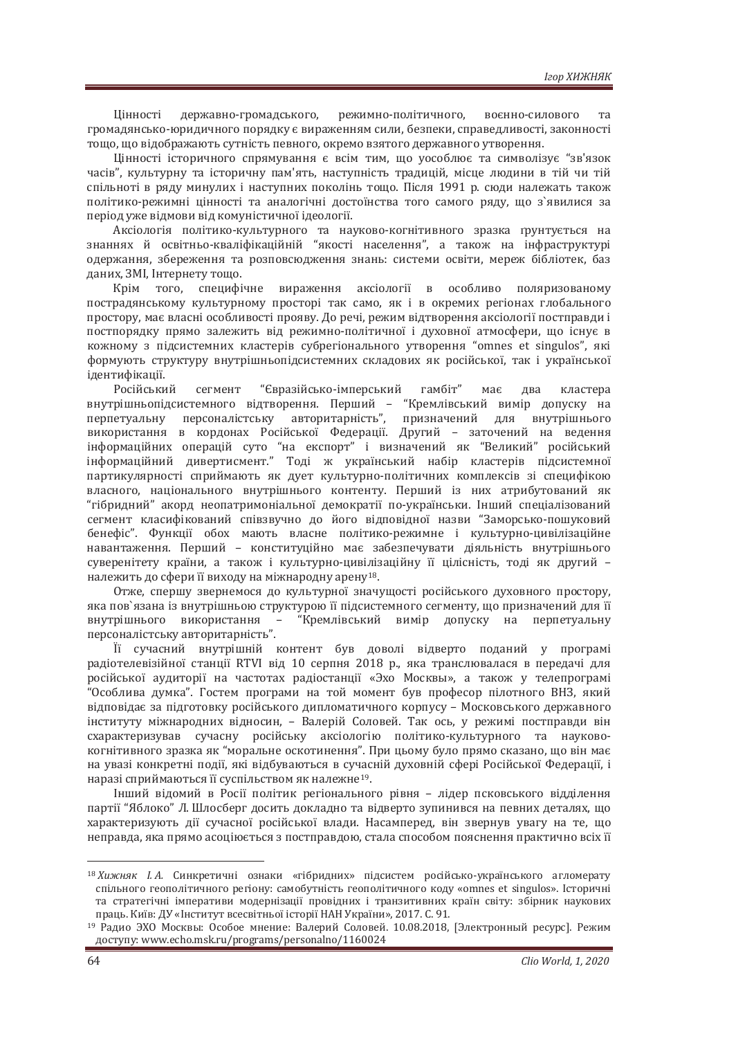Цінності державно-громадського, режимно-політичного, воєнно-силового та громадянсько-юридичного порядку є вираженням сили, безпеки, справедливості, законності тощо, що відображають сутність певного, окремо взятого державного утворення.

Цінності історичного спрямування є всім тим, що уособлює та символізує "зв'язок часів", культурну та історичну пам'ять, наступність традицій, місце людини в тій чи тій спільноті в ряду минулих і наступних поколінь тощо. Після 1991 р. сюди належать також політико-режимні цінності та аналогічні достоїнства того самого ряду, що з`явилися за період уже відмови від комуністичної ідеології.

Аксіологія політико-культурного та науково-когнітивного зразка ґрунтується на знаннях й освітньо-кваліфікаційній "якості населення", а також на інфраструктурі одержання, збереження та розповсюдження знань: системи освіти, мереж бібліотек, баз даних, ЗМІ, Інтернету тощо.

Крім того, специфічне вираження аксіології в особливо поляризованому пострадянському культурному просторі так само, як і в окремих регіонах глобального простору, має власні особливості прояву. До речі, режим відтворення аксіології постправди і постпорядку прямо залежить від режимно-політичної і духовної атмосфери, що існує в кожному з підсистемних кластерів субрегіонального утворення "omnes et singulos", які формують структуру внутрішньопідсистемних складових як російської, так і української ідентифікації.

Російський сегмент "Євразійсько-імперський гамбіт" має два кластера внутрішньопідсистемного відтворення. Перший – "Кремлівський вимір допуску на перпетуальну персоналістську авторитарність", призначений для внутрішнього використання в кордонах Російської Федерації. Другий – заточений на ведення інформаційних операцій суто "на експорт" і визначений як "Великий" російський інформаційний дивертисмент." Тоді ж український набір кластерів підсистемної партикулярності сприймають як дует культурно-політичних комплексів зі специфікою власного, національного внутрішнього контенту. Перший із них атрибутований як "гібридний" акорд неопатримоніальної демократії по-українськи. Інший спеціалізований сегмент класифікований співзвучно до його відповідної назви "Заморсько-пошуковий бенефіс". Функції обох мають власне політико-режимне і культурно-цивілізаційне навантаження. Перший – конституційно має забезпечувати діяльність внутрішнього суверенітету країни, а також і культурно-цивілізаційну її цілісність, тоді як другий – належить до сфери її виходу на міжнародну арену[18].

Отже, спершу звернемося до культурної значущості російського духовного простору, яка пов`язана із внутрішньою структурою її підсистемного сегменту, що призначений для її внутрішнього використання – "Кремлівський вимір допуску на перпетуальну персоналістську авторитарність".

Її сучасний внутрішній контент був доволі відверто поданий у програмі радіотелевізійної станції RTVI від 10 серпня 2018 р., яка транслювалася в передачі для російської аудиторії на частотах радіостанції «Эхо Москвы», а також у телепрограмі "Особлива думка". Гостем програми на той момент був професор пілотного ВНЗ, який відповідає за підготовку російського дипломатичного корпусу – Московського державного інституту міжнародних відносин, – Валерій Соловей. Так ось, у режимі постправди він схарактеризував сучасну російську аксіологію політико-культурного та науково-когнітивного зразка як "моральне оскотинення". При цьому було прямо сказано, що він має на увазі конкретні події, які відбуваються в сучасній духовній сфері Російської Федерації, і наразі сприймаються її суспільством як належне[19].

Інший відомий в Росії політик регіонального рівня – лідер псковського відділення партії "Яблоко" Л. Шлосберг досить докладно та відверто зупинився на певних деталях, що характеризують дії сучасної російської влади. Насамперед, він звернув увагу на те, що неправда, яка прямо асоціюється з постправдою, стала способом пояснення практично всіх її

---

[18] *Хижняк І. А.* Синкретичні ознаки «гібридних» підсистем російсько-українського агломерату спільного геополітичного регіону: самобутність геополітичного коду «omnes et singulos». Історичні та стратегічні імперативи модернізації провідних і транзитивних країн світу: збірник наукових праць. Київ: ДУ «Інститут всесвітньої історії НАН України», 2017. С. 91.

[19] Радио ЭХО Москвы: Особое мнение: Валерий Соловей. 10.08.2018, [Электронный ресурс]. Режим доступу: www.echo.msk.ru/programs/personalno/1160024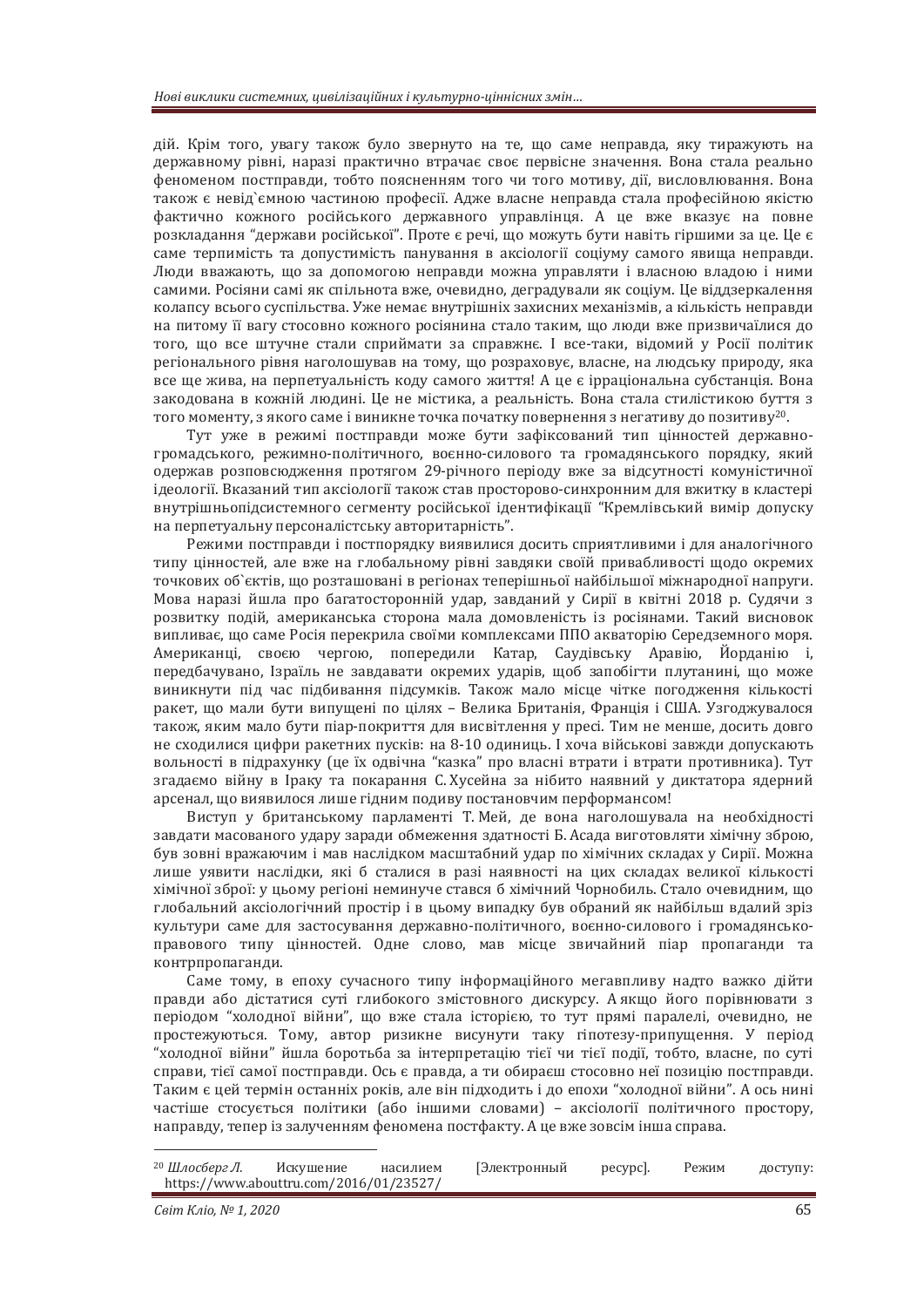дій. Крім того, увагу також було звернуто на те, що саме неправда, яку тиражують на державному рівні, наразі практично втрачає своє первісне значення. Вона стала реально феноменом постправди, тобто поясненням того чи того мотиву, дії, висловлювання. Вона також є невід`ємною частиною професії. Адже власне неправда стала професійною якістю фактично кожного російського державного управлінця. А це вже вказує на повне розкладання "держави російської". Проте є речі, що можуть бути навіть гіршими за це. Це є саме терпимість та допустимість панування в аксіології соціуму самого явища неправди. Люди вважають, що за допомогою неправди можна управляти і власною владою і ними самими. Росіяни самі як спільнота вже, очевидно, деградували як соціум. Це віддзеркалення колапсу всього суспільства. Уже немає внутрішніх захисних механізмів, а кількість неправди на питому її вагу стосовно кожного росіянина стало таким, що люди вже призвичаїлися до того, що все штучне стали сприймати за справжнє. І все-таки, відомий у Росії політик регіонального рівня наголошував на тому, що розраховує, власне, на людську природу, яка все ще жива, на перпетуальність коду самого життя! А це є ірраціональна субстанція. Вона закодована в кожній людині. Це не містика, а реальність. Вона стала стилістикою буття з того моменту, з якого саме і виникне точка початку повернення з негативу до позитиву[20].

Тут уже в режимі постправди може бути зафіксований тип цінностей державно-громадського, режимно-політичного, воєнно-силового та громадянського порядку, який одержав розповсюдження протягом 29-річного періоду вже за відсутності комуністичної ідеології. Вказаний тип аксіології також став просторово-синхронним для вжитку в кластері внутрішньопідсистемного сегменту російської ідентифікації "Кремлівський вимір допуску на перпетуальну персоналістську авторитарність".

Режими постправди і постпорядку виявилися досить сприятливими і для аналогічного типу цінностей, але вже на глобальному рівні завдяки своїй привабливості щодо окремих точкових об`єктів, що розташовані в регіонах теперішньої найбільшої міжнародної напруги. Мова наразі йшла про багатосторонній удар, завданий у Сирії в квітні 2018 р. Судячи з розвитку подій, американська сторона мала домовленість із росіянами. Такий висновок випливає, що саме Росія перекрила своїми комплексами ППО акваторію Середземного моря. Американці, своєю чергою, попередили Катар, Саудівську Аравію, Йорданію і, передбачувано, Ізраїль не завдавати окремих ударів, щоб запобігти плутанині, що може виникнути під час підбивання підсумків. Також мало місце чітке погодження кількості ракет, що мали бути випущені по цілях – Велика Британія, Франція і США. Узгоджувалося також, яким мало бути піар-покриття для висвітлення у пресі. Тим не менше, досить довго не сходилися цифри ракетних пусків: на 8-10 одиниць. І хоча військові завжди допускають вольності в підрахунку (це їх одвічна "казка" про власні втрати і втрати противника). Тут згадаємо війну в Іраку та покарання С. Хусейна за нібито наявний у диктатора ядерний арсенал, що виявилося лише гідним подиву постановчим перформансом!

Виступ у британському парламенті Т. Мей, де вона наголошувала на необхідності завдати масованого удару заради обмеження здатності Б. Асада виготовляти хімічну зброю, був зовні вражаючим і мав наслідком масштабний удар по хімічних складах у Сирії. Можна лише уявити наслідки, які б сталися в разі наявності на цих складах великої кількості хімічної зброї: у цьому регіоні неминуче стався б хімічний Чорнобиль. Стало очевидним, що глобальний аксіологічний простір і в цьому випадку був обраний як найбільш вдалий зріз культури саме для застосування державно-політичного, воєнно-силового і громадянсько-правового типу цінностей. Одне слово, мав місце звичайний піар пропаганди та контрпропаганди.

Саме тому, в епоху сучасного типу інформаційного мегавпливу надто важко дійти правди або дістатися суті глибокого змістовного дискурсу. А якщо його порівнювати з періодом "холодної війни", що вже стала історією, то тут прямі паралелі, очевидно, не простежуються. Тому, автор ризикне висунути таку гіпотезу-припущення. У період "холодної війни" йшла боротьба за інтерпретацію тієї чи тієї події, тобто, власне, по суті справи, тієї самої постправди. Ось є правда, а ти обираєш стосовно неї позицію постправди. Таким є цей термін останніх років, але він підходить і до епохи "холодної війни". А ось нині частіше стосується політики (або іншими словами) – аксіології політичного простору, направду, тепер із залученням феномена постфакту. А це вже зовсім інша справа.

---

[20] *Шлосберг Л.* Искушение насилием [Электронный ресурс]. Режим доступу: https://www.abouttru.com/2016/01/23527/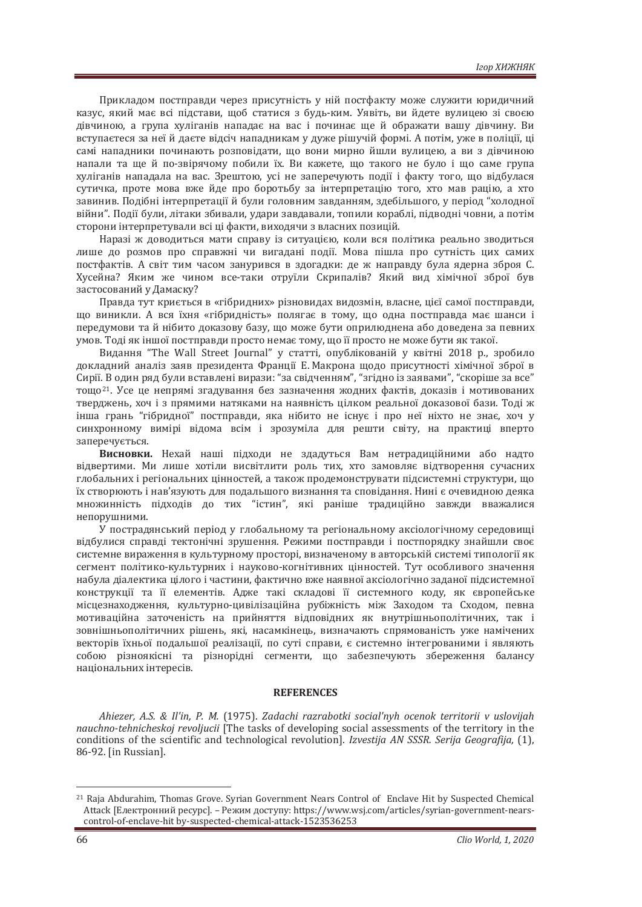Прикладом постправди через присутність у ній постфакту може служити юридичний казус, який має всі підстави, щоб статися з будь-ким. Уявіть, ви йдете вулицею зі своєю дівчиною, а група хуліганів нападає на вас і починає ще й ображати вашу дівчину. Ви вступаєтеся за неї й даєте відсіч нападникам у дуже рішучій формі. А потім, уже в поліції, ці самі нападники починають розповідати, що вони мирно йшли вулицею, а ви з дівчиною напали та ще й по-звірячому побили їх. Ви кажете, що такого не було і що саме група хуліганів нападала на вас. Зрештою, усі не заперечують події і факту того, що відбулася сутичка, проте мова вже йде про боротьбу за інтерпретацію того, хто мав рацію, а хто завинив. Подібні інтерпретації й були головним завданням, здебільшого, у період "холодної війни". Події були, літаки збивали, удари завдавали, топили кораблі, підводні човни, а потім сторони інтерпретували всі ці факти, виходячи з власних позицій.

Наразі ж доводиться мати справу із ситуацією, коли вся політика реально зводиться лише до розмов про справжні чи вигадані події. Мова пішла про сутність цих самих постфактів. А світ тим часом занурився в здогадки: де ж направду була ядерна зброя С. Хусейна? Яким же чином все-таки отруїли Скрипалів? Який вид хімічної зброї був застосований у Дамаску?

Правда тут криється в «гібридних» різновидах видозмін, власне, цієї самої постправди, що виникли. А вся їхня «гібридність» полягає в тому, що одна постправда має шанси і передумови та й нібито доказову базу, що може бути оприлюднена або доведена за певних умов. Тоді як іншої постправди просто немає тому, що її просто не може бути як такої.

Видання "The Wall Street Journal" у статті, опублікованій у квітні 2018 р., зробило докладний аналіз заяв президента Франції Е. Макрона щодо присутності хімічної зброї в Сирії. В один ряд були вставлені вирази: "за свідченням", "згідно із заявами", "скоріше за все" тощо[21]. Усе це непрямі згадування без зазначення жодних фактів, доказів і мотивованих тверджень, хоч і з прямими натяками на наявність цілком реальної доказової бази. Тоді ж інша грань "гібридної" постправди, яка нібито не існує і про неї ніхто не знає, хоч у синхронному вимірі відома всім і зрозуміла для решти світу, на практиці вперто заперечується.

**Висновки.** Нехай наші підходи не здадуться Вам нетрадиційними або надто відвертими. Ми лише хотіли висвітлити роль тих, хто замовляє відтворення сучасних глобальних і регіональних цінностей, а також продемонструвати підсистемні структури, що їх створюють і нав'язують для подальшого визнання та сповідання. Нині є очевидною деяка множинність підходів до тих "істин", які раніше традиційно завжди вважалися непорушними.

У пострадянський період у глобальному та регіональному аксіологічному середовищі відбулися справді тектонічні зрушення. Режими постправди і постпорядку знайшли своє системне вираження в культурному просторі, визначеному в авторській системі типології як сегмент політико-культурних і науково-когнітивних цінностей. Тут особливого значення набула діалектика цілого і частини, фактично вже наявної аксіологічно заданої підсистемної конструкції та її елементів. Адже такі складові її системного коду, як європейське місцезнаходження, культурно-цивілізаційна рубіжність між Заходом та Сходом, певна мотиваційна заточеність на прийняття відповідних як внутрішньополітичних, так і зовнішньополітичних рішень, які, насамкінець, визначають спрямованість уже намічених векторів їхньої подальшої реалізації, по суті справи, є системно інтегрованими і являють собою різноякісні та різнорідні сегменти, що забезпечують збереження балансу національних інтересів.

## REFERENCES

*Ahiezer, A.S. & Il'in, P. M.* (1975). *Zadachi razrabotki social'nyh ocenok territorii v uslovijah nauchno-tehnicheskoj revoljucii* [The tasks of developing social assessments of the territory in the conditions of the scientific and technological revolution]. *Izvestija AN SSSR. Serija Geografija,* (1), 86-92. [in Russian].

---

[21] Raja Abdurahim, Thomas Grove. Syrian Government Nears Control of Enclave Hit by Suspected Chemical Attack [Електронний ресурс]. – Режим доступу: https://www.wsj.com/articles/syrian-government-nears-control-of-enclave-hit by-suspected-chemical-attack-1523536253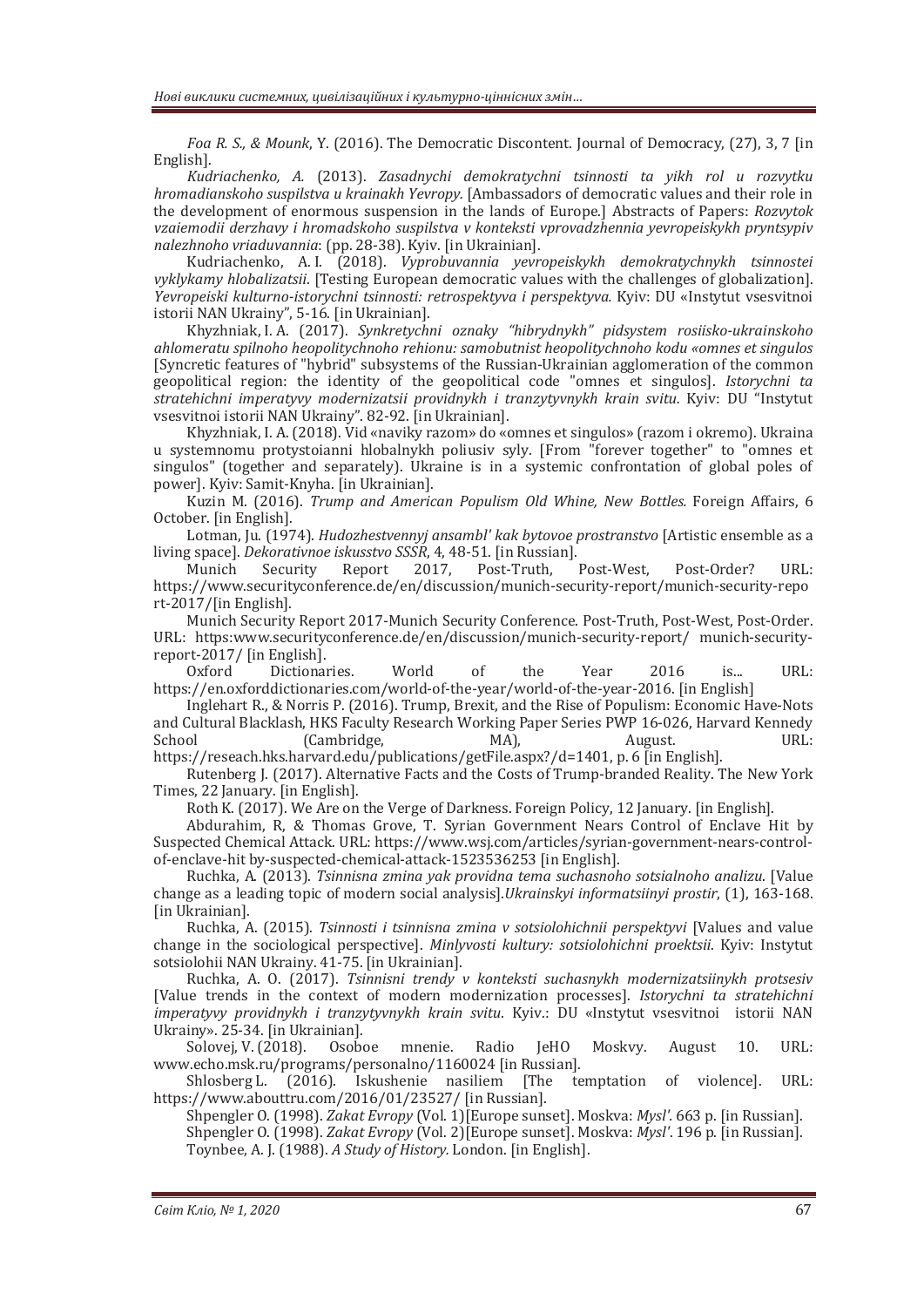*Foa R. S., & Mounk*, Y. (2016). The Democratic Discontent. Journal of Democracy, (27), 3, 7 [in English].

*Kudriachenko, A.* (2013). *Zasadnychi demokratychni tsinnosti ta yikh rol u rozvytku hromadianskoho suspilstva u krainakh Yevropy.* [Ambassadors of democratic values and their role in the development of enormous suspension in the lands of Europe.] Abstracts of Papers: *Rozvytok vzaiemodii derzhavy i hromadskoho suspilstva v konteksti vprovadzhennia yevropeiskykh pryntsypiv nalezhnoho vriaduvannia*: (pp. 28-38). Kyiv. [in Ukrainian].

Kudriachenko, A. I. (2018). *Vyprobuvannia yevropeiskykh demokratychnykh tsinnostei vyklykamy hlobalizatsii*. [Testing European democratic values with the challenges of globalization]. *Yevropeiski kulturno-istorychni tsinnosti: retrospektyva i perspektyva.* Kyiv: DU «Instytut vsesvitnoi istorii NAN Ukrainy", 5-16. [in Ukrainian].

Khyzhniak, I. A. (2017). *Synkretychni oznaky "hibrydnykh" pidsystem rosiisko-ukrainskoho ahlomeratu spilnoho heopolitychnoho rehionu: samobutnist heopolitychnoho kodu «omnes et singulos* [Syncretic features of "hybrid" subsystems of the Russian-Ukrainian agglomeration of the common geopolitical region: the identity of the geopolitical code "omnes et singulos]. *Istorychni ta stratehichni imperatyvy modernizatsii providnykh i tranzytyvnykh krain svitu.* Kyiv: DU "Instytut vsesvitnoi istorii NAN Ukrainy". 82-92. [in Ukrainian].

Khyzhniak, I. A. (2018). Vid «naviky razom» do «omnes et singulos» (razom i okremo). Ukraina u systemnomu protystoianni hlobalnykh poliusiv syly. [From "forever together" to "omnes et singulos" (together and separately). Ukraine is in a systemic confrontation of global poles of power]. Kyiv: Samit-Knyha. [in Ukrainian].

Kuzin M. (2016). *Trump and American Populism Old Whine, New Bottles*. Foreign Affairs, 6 October. [in English].

Lotman, Ju. (1974). *Hudozhestvennyj ansambl' kak bytovoe prostranstvo* [Artistic ensemble as a living space]. *Dekorativnoe iskusstvo SSSR*, 4, 48-51. [in Russian].

Munich Security Report 2017, Post-Truth, Post-West, Post-Order? URL: https://www.securityconference.de/en/discussion/munich-security-report/munich-security-report-2017/[in English].

Munich Security Report 2017-Munich Security Conference. Post-Truth, Post-West, Post-Order. URL: https:www.securityconference.de/en/discussion/munich-security-report/ munich-security-report-2017/ [in English].

Oxford Dictionaries. World of the Year 2016 is... URL: https://en.oxforddictionaries.com/world-of-the-year/world-of-the-year-2016. [in English]

Inglehart R., & Norris P. (2016). Trump, Brexit, and the Rise of Populism: Economic Have-Nots and Cultural Blacklash, HKS Faculty Research Working Paper Series PWP 16-026, Harvard Kennedy School (Cambridge, MA), August. URL: https://reseach.hks.harvard.edu/publications/getFile.aspx?/d=1401, p. 6 [in English].

Rutenberg J. (2017). Alternative Facts and the Costs of Trump-branded Reality. The New York Times, 22 January. [in English].

Roth K. (2017). We Are on the Verge of Darkness. Foreign Policy, 12 January. [in English].

Abdurahim, R, & Thomas Grove, T. Syrian Government Nears Control of Enclave Hit by Suspected Chemical Attack. URL: https://www.wsj.com/articles/syrian-government-nears-control-of-enclave-hit by-suspected-chemical-attack-1523536253 [in English].

Ruchka, A. (2013). *Tsinnisna zmina yak providna tema suchasnoho sotsialnoho analizu*. [Value change as a leading topic of modern social analysis].*Ukrainskyi informatsiinyi prostir*, (1), 163-168. [in Ukrainian].

Ruchka, A. (2015). *Tsinnosti i tsinnisna zmina v sotsiolohichnii perspektyvi* [Values and value change in the sociological perspective]. *Minlyvosti kultury: sotsiolohichni proektsii*. Kyiv: Instytut sotsiolohii NAN Ukrainy. 41-75. [in Ukrainian].

Ruchka, A. O. (2017). *Tsinnisni trendy v konteksti suchasnykh modernizatsiinykh protsesiv* [Value trends in the context of modern modernization processes]. *Istorychni ta stratehichni imperatyvy providnykh i tranzytyvnykh krain svitu*. Kyiv.: DU «Instytut vsesvitnoi istorii NAN Ukrainy». 25-34. [in Ukrainian].

Solovej, V. (2018). Osoboe mnenie. Radio JeHO Moskvy. August 10. URL: www.echo.msk.ru/programs/personalno/1160024 [in Russian].

Shlosberg L. (2016). Iskushenie nasiliem [The temptation of violence]. URL: https://www.abouttru.com/2016/01/23527/ [in Russian].

Shpengler O. (1998). *Zakat Evropy* (Vol. 1)[Europe sunset]. Moskva: *Mysl'.* 663 p. [in Russian].

Shpengler O. (1998). *Zakat Evropy* (Vol. 2)[Europe sunset]. Moskva: *Mysl'.* 196 p. [in Russian].

Toynbee, A. J. (1988). *A Study of History.* London. [in English].